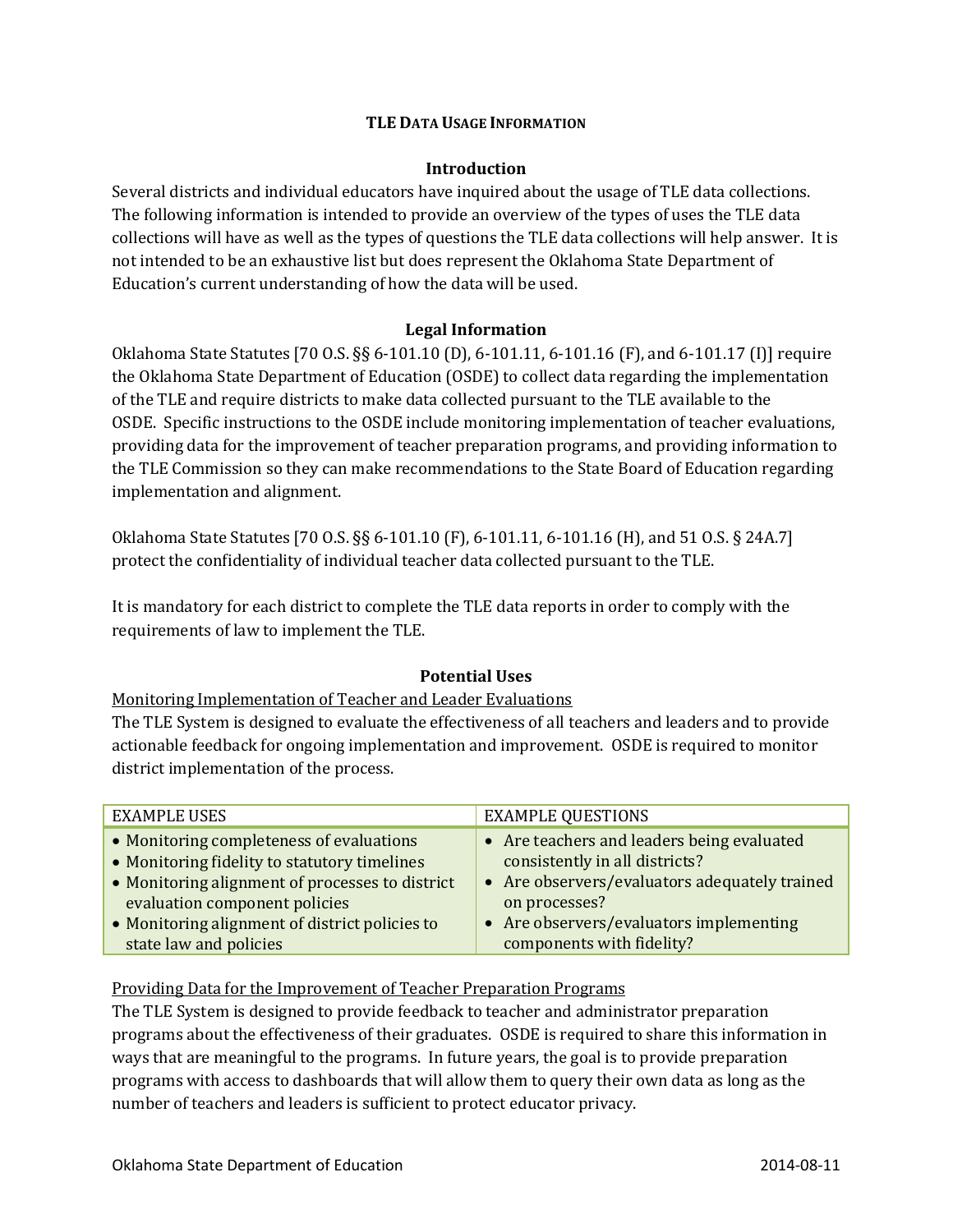# TLE Data Usage Information

## Introduction

Several districts and individual educators have inquired about the usage of TLE data collections. The following information is intended to provide an overview of the types of uses the TLE data collections will have as well as the types of questions the TLE data collections will help answer. It is not intended to be an exhaustive list but does represent the Oklahoma State Department of Education's current understanding of how the data will be used.

## Legal Information

Oklahoma State Statutes [70 O.S. §§ 6-101.10 (D), 6-101.11, 6-101.16 (F), and 6-101.17 (I)] require the Oklahoma State Department of Education (OSDE) to collect data regarding the implementation of the TLE and require districts to make data collected pursuant to the TLE available to the OSDE. Specific instructions to the OSDE include monitoring implementation of teacher evaluations, providing data for the improvement of teacher preparation programs, and providing information to the TLE Commission so they can make recommendations to the State Board of Education regarding implementation and alignment.

Oklahoma State Statutes [70 O.S. §§ 6-101.10 (F), 6-101.11, 6-101.16 (H), and 51 O.S. § 24A.7] protect the confidentiality of individual teacher data collected pursuant to the TLE.

It is mandatory for each district to complete the TLE data reports in order to comply with the requirements of law to implement the TLE.

## Potential Uses

Monitoring Implementation of Teacher and Leader Evaluations

The TLE System is designed to evaluate the effectiveness of all teachers and leaders and to provide actionable feedback for ongoing implementation and improvement. OSDE is required to monitor district implementation of the process.

| EXAMPLE USES | EXAMPLE QUESTIONS |
|---|---|
| • Monitoring completeness of evaluations<br>• Monitoring fidelity to statutory timelines<br>• Monitoring alignment of processes to district evaluation component policies<br>• Monitoring alignment of district policies to state law and policies | • Are teachers and leaders being evaluated consistently in all districts?<br>• Are observers/evaluators adequately trained on processes?<br>• Are observers/evaluators implementing components with fidelity? |

Providing Data for the Improvement of Teacher Preparation Programs

The TLE System is designed to provide feedback to teacher and administrator preparation programs about the effectiveness of their graduates. OSDE is required to share this information in ways that are meaningful to the programs. In future years, the goal is to provide preparation programs with access to dashboards that will allow them to query their own data as long as the number of teachers and leaders is sufficient to protect educator privacy.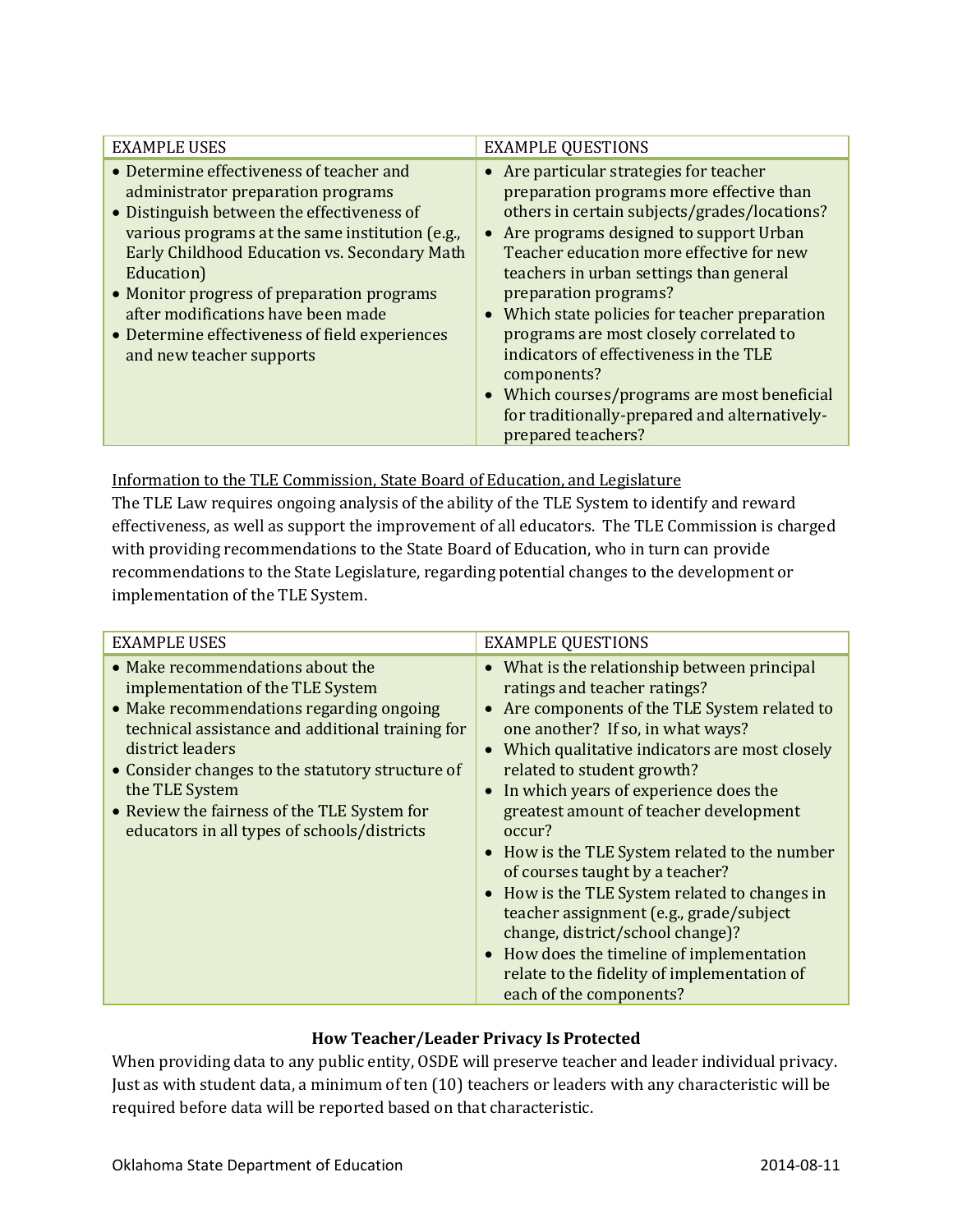| EXAMPLE USES | EXAMPLE QUESTIONS |
|---|---|
| • Determine effectiveness of teacher and administrator preparation programs<br>• Distinguish between the effectiveness of various programs at the same institution (e.g., Early Childhood Education vs. Secondary Math Education)<br>• Monitor progress of preparation programs after modifications have been made<br>• Determine effectiveness of field experiences and new teacher supports | • Are particular strategies for teacher preparation programs more effective than others in certain subjects/grades/locations?<br>• Are programs designed to support Urban Teacher education more effective for new teachers in urban settings than general preparation programs?<br>• Which state policies for teacher preparation programs are most closely correlated to indicators of effectiveness in the TLE components?<br>• Which courses/programs are most beneficial for traditionally-prepared and alternatively-prepared teachers? |

<u>Information to the TLE Commission, State Board of Education, and Legislature</u>

The TLE Law requires ongoing analysis of the ability of the TLE System to identify and reward effectiveness, as well as support the improvement of all educators. The TLE Commission is charged with providing recommendations to the State Board of Education, who in turn can provide recommendations to the State Legislature, regarding potential changes to the development or implementation of the TLE System.

| EXAMPLE USES | EXAMPLE QUESTIONS |
|---|---|
| • Make recommendations about the implementation of the TLE System<br>• Make recommendations regarding ongoing technical assistance and additional training for district leaders<br>• Consider changes to the statutory structure of the TLE System<br>• Review the fairness of the TLE System for educators in all types of schools/districts | • What is the relationship between principal ratings and teacher ratings?<br>• Are components of the TLE System related to one another? If so, in what ways?<br>• Which qualitative indicators are most closely related to student growth?<br>• In which years of experience does the greatest amount of teacher development occur?<br>• How is the TLE System related to the number of courses taught by a teacher?<br>• How is the TLE System related to changes in teacher assignment (e.g., grade/subject change, district/school change)?<br>• How does the timeline of implementation relate to the fidelity of implementation of each of the components? |

## How Teacher/Leader Privacy Is Protected

When providing data to any public entity, OSDE will preserve teacher and leader individual privacy. Just as with student data, a minimum of ten (10) teachers or leaders with any characteristic will be required before data will be reported based on that characteristic.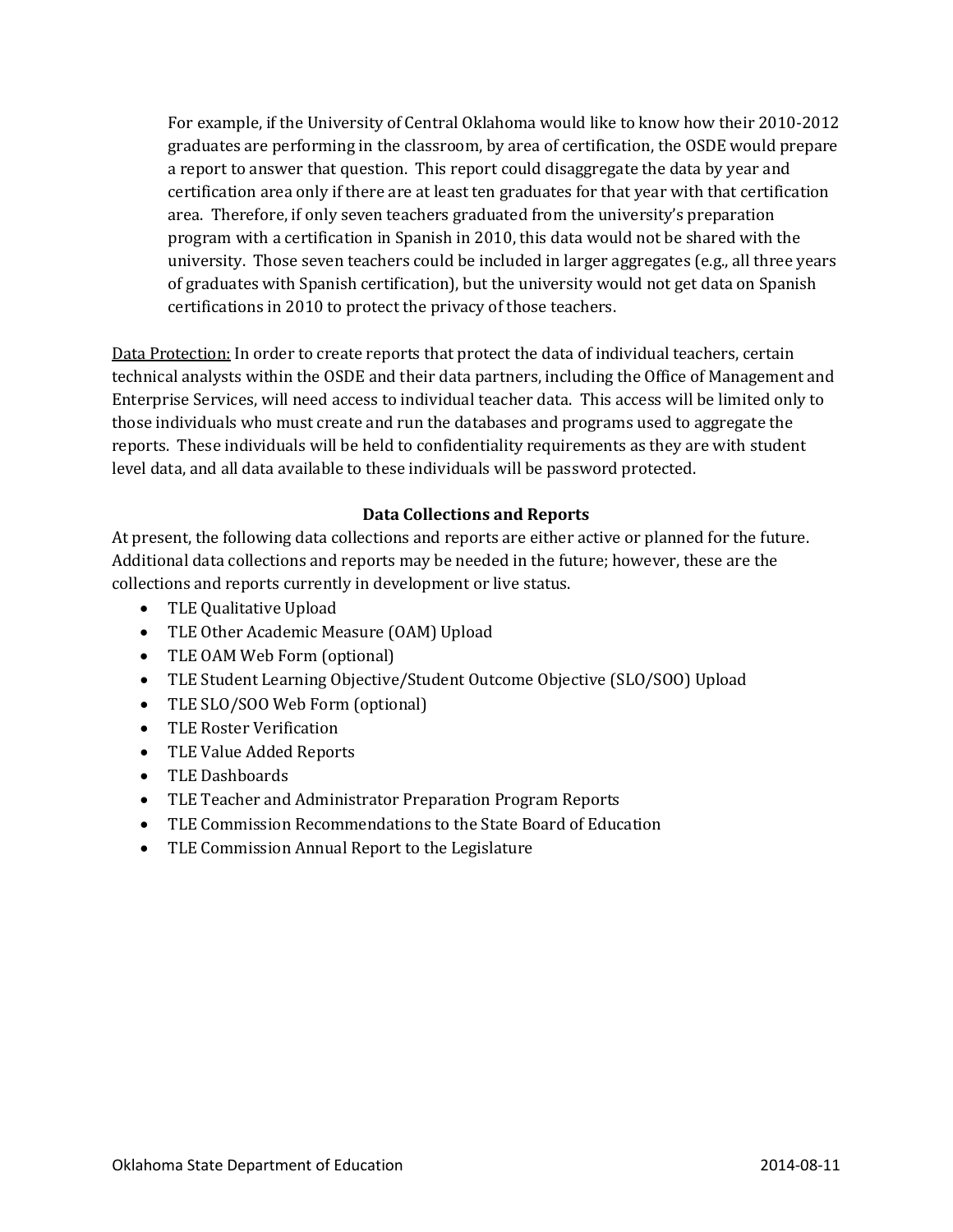For example, if the University of Central Oklahoma would like to know how their 2010-2012 graduates are performing in the classroom, by area of certification, the OSDE would prepare a report to answer that question. This report could disaggregate the data by year and certification area only if there are at least ten graduates for that year with that certification area. Therefore, if only seven teachers graduated from the university's preparation program with a certification in Spanish in 2010, this data would not be shared with the university. Those seven teachers could be included in larger aggregates (e.g., all three years of graduates with Spanish certification), but the university would not get data on Spanish certifications in 2010 to protect the privacy of those teachers.

<u>Data Protection:</u> In order to create reports that protect the data of individual teachers, certain technical analysts within the OSDE and their data partners, including the Office of Management and Enterprise Services, will need access to individual teacher data. This access will be limited only to those individuals who must create and run the databases and programs used to aggregate the reports. These individuals will be held to confidentiality requirements as they are with student level data, and all data available to these individuals will be password protected.

**Data Collections and Reports**

At present, the following data collections and reports are either active or planned for the future. Additional data collections and reports may be needed in the future; however, these are the collections and reports currently in development or live status.

- TLE Qualitative Upload
- TLE Other Academic Measure (OAM) Upload
- TLE OAM Web Form (optional)
- TLE Student Learning Objective/Student Outcome Objective (SLO/SOO) Upload
- TLE SLO/SOO Web Form (optional)
- TLE Roster Verification
- TLE Value Added Reports
- TLE Dashboards
- TLE Teacher and Administrator Preparation Program Reports
- TLE Commission Recommendations to the State Board of Education
- TLE Commission Annual Report to the Legislature